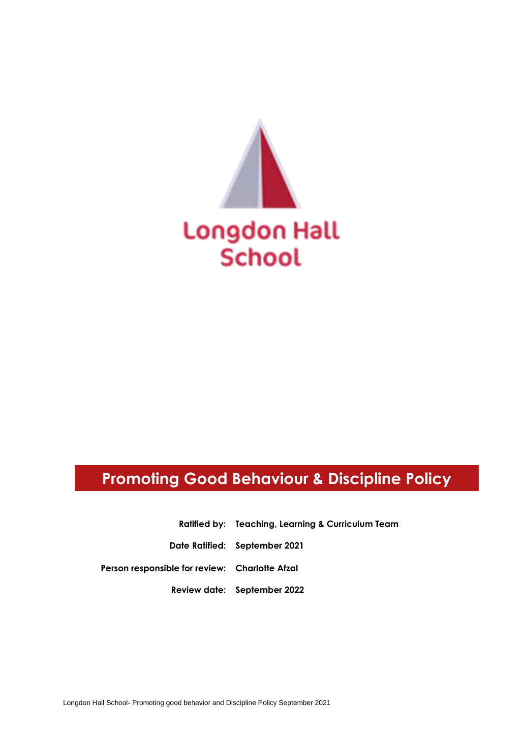Longdon Hall School

# Promoting Good Behaviour & Discipline Policy

| | |
|---|---|
| **Ratified by:** | **Teaching, Learning & Curriculum Team** |
| **Date Ratified:** | **September 2021** |
| **Person responsible for review:** | **Charlotte Afzal** |
| **Review date:** | **September 2022** |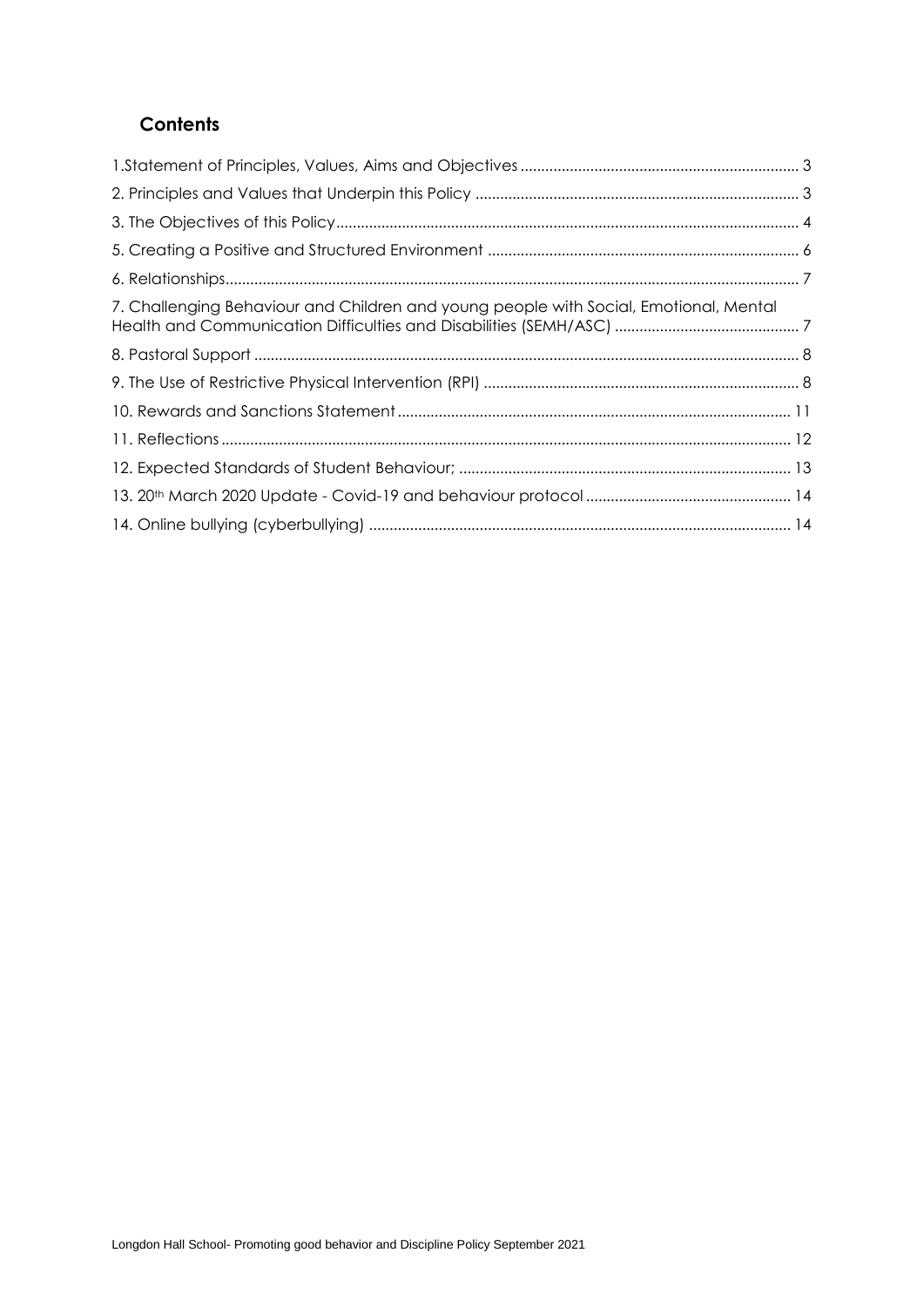## Contents

1.Statement of Principles, Values, Aims and Objectives ... 3

2. Principles and Values that Underpin this Policy ... 3

3. The Objectives of this Policy ... 4

5. Creating a Positive and Structured Environment ... 6

6. Relationships ... 7

7. Challenging Behaviour and Children and young people with Social, Emotional, Mental Health and Communication Difficulties and Disabilities (SEMH/ASC) ... 7

8. Pastoral Support ... 8

9. The Use of Restrictive Physical Intervention (RPI) ... 8

10. Rewards and Sanctions Statement ... 11

11. Reflections ... 12

12. Expected Standards of Student Behaviour; ... 13

13. 20th March 2020 Update - Covid-19 and behaviour protocol ... 14

14. Online bullying (cyberbullying) ... 14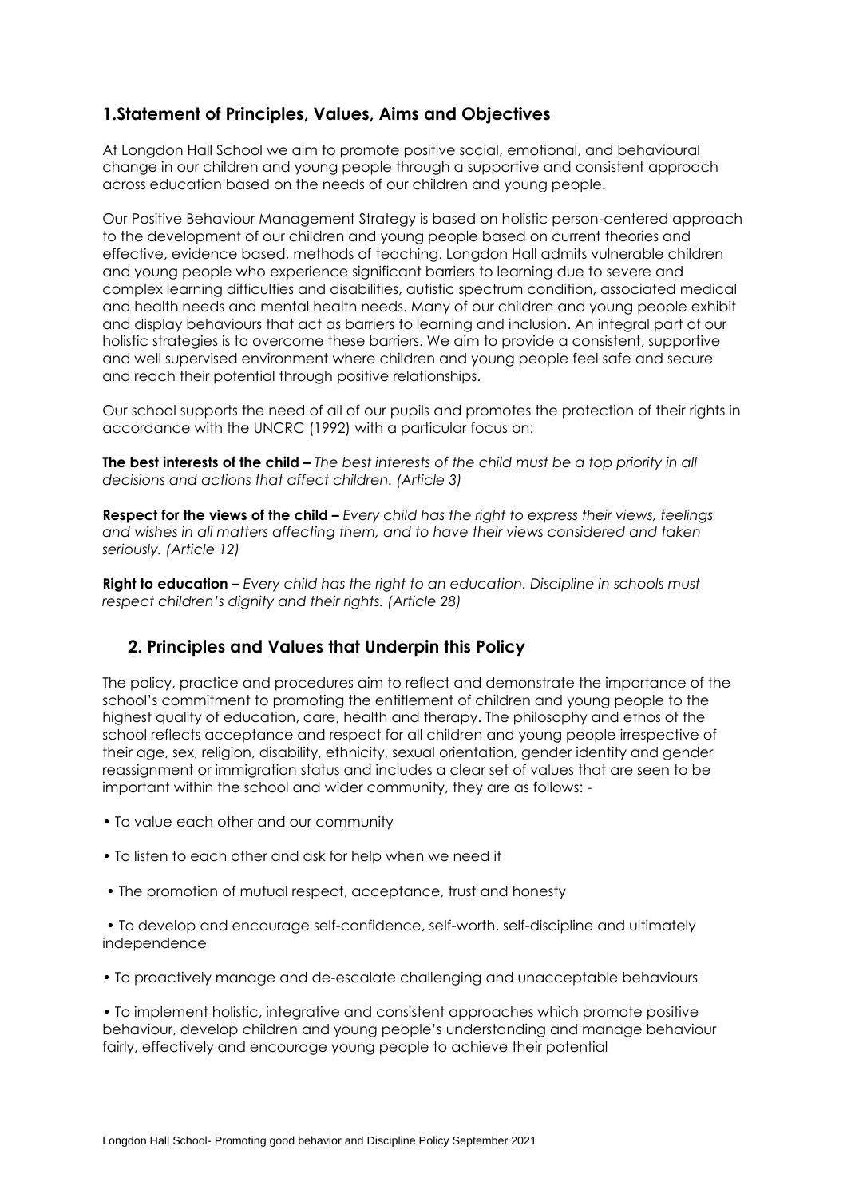## 1.Statement of Principles, Values, Aims and Objectives

At Longdon Hall School we aim to promote positive social, emotional, and behavioural change in our children and young people through a supportive and consistent approach across education based on the needs of our children and young people.

Our Positive Behaviour Management Strategy is based on holistic person-centered approach to the development of our children and young people based on current theories and effective, evidence based, methods of teaching. Longdon Hall admits vulnerable children and young people who experience significant barriers to learning due to severe and complex learning difficulties and disabilities, autistic spectrum condition, associated medical and health needs and mental health needs. Many of our children and young people exhibit and display behaviours that act as barriers to learning and inclusion. An integral part of our holistic strategies is to overcome these barriers. We aim to provide a consistent, supportive and well supervised environment where children and young people feel safe and secure and reach their potential through positive relationships.

Our school supports the need of all of our pupils and promotes the protection of their rights in accordance with the UNCRC (1992) with a particular focus on:

**The best interests of the child –** *The best interests of the child must be a top priority in all decisions and actions that affect children. (Article 3)*

**Respect for the views of the child –** *Every child has the right to express their views, feelings and wishes in all matters affecting them, and to have their views considered and taken seriously. (Article 12)*

**Right to education –** *Every child has the right to an education. Discipline in schools must respect children's dignity and their rights. (Article 28)*

## 2. Principles and Values that Underpin this Policy

The policy, practice and procedures aim to reflect and demonstrate the importance of the school's commitment to promoting the entitlement of children and young people to the highest quality of education, care, health and therapy. The philosophy and ethos of the school reflects acceptance and respect for all children and young people irrespective of their age, sex, religion, disability, ethnicity, sexual orientation, gender identity and gender reassignment or immigration status and includes a clear set of values that are seen to be important within the school and wider community, they are as follows: -

- To value each other and our community
- To listen to each other and ask for help when we need it
- The promotion of mutual respect, acceptance, trust and honesty
- To develop and encourage self-confidence, self-worth, self-discipline and ultimately independence
- To proactively manage and de-escalate challenging and unacceptable behaviours
- To implement holistic, integrative and consistent approaches which promote positive behaviour, develop children and young people's understanding and manage behaviour fairly, effectively and encourage young people to achieve their potential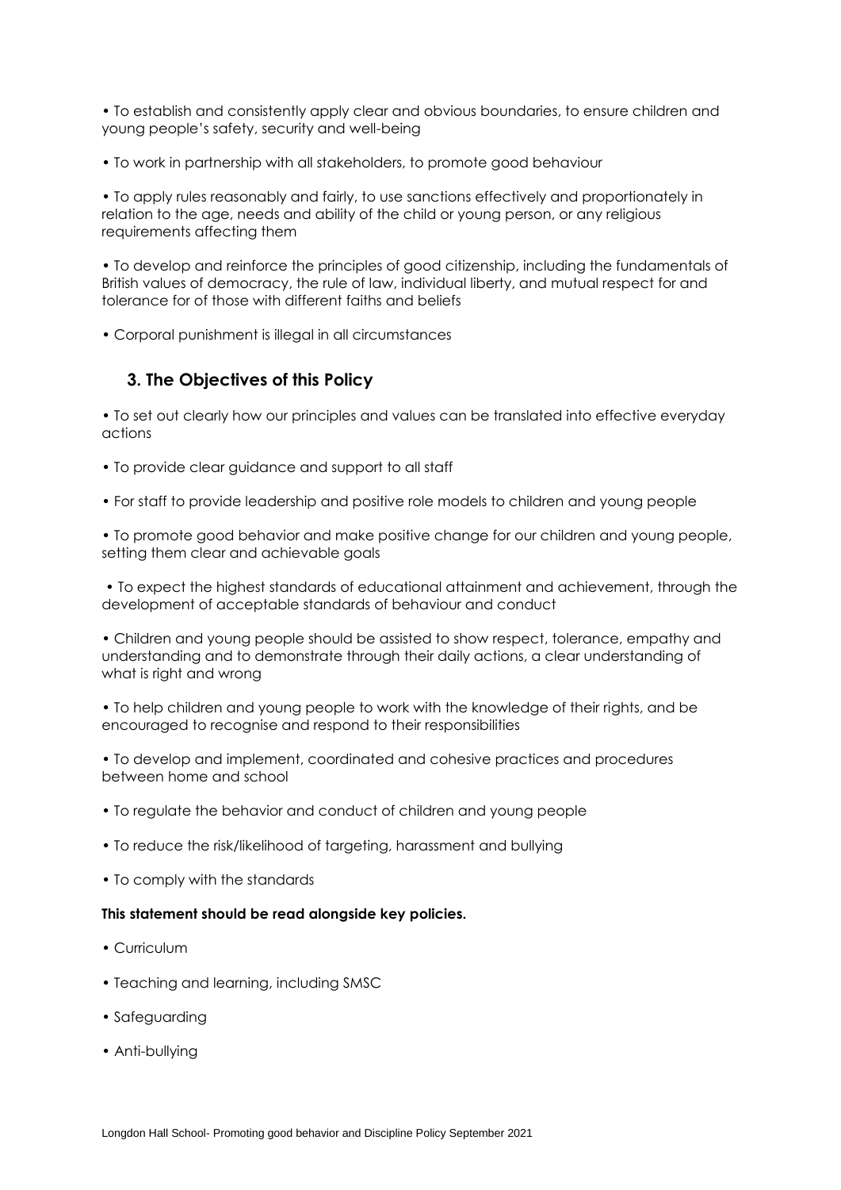- To establish and consistently apply clear and obvious boundaries, to ensure children and young people's safety, security and well-being
- To work in partnership with all stakeholders, to promote good behaviour
- To apply rules reasonably and fairly, to use sanctions effectively and proportionately in relation to the age, needs and ability of the child or young person, or any religious requirements affecting them
- To develop and reinforce the principles of good citizenship, including the fundamentals of British values of democracy, the rule of law, individual liberty, and mutual respect for and tolerance for of those with different faiths and beliefs
- Corporal punishment is illegal in all circumstances

## 3. The Objectives of this Policy

- To set out clearly how our principles and values can be translated into effective everyday actions
- To provide clear guidance and support to all staff
- For staff to provide leadership and positive role models to children and young people
- To promote good behavior and make positive change for our children and young people, setting them clear and achievable goals
- To expect the highest standards of educational attainment and achievement, through the development of acceptable standards of behaviour and conduct
- Children and young people should be assisted to show respect, tolerance, empathy and understanding and to demonstrate through their daily actions, a clear understanding of what is right and wrong
- To help children and young people to work with the knowledge of their rights, and be encouraged to recognise and respond to their responsibilities
- To develop and implement, coordinated and cohesive practices and procedures between home and school
- To regulate the behavior and conduct of children and young people
- To reduce the risk/likelihood of targeting, harassment and bullying
- To comply with the standards

**This statement should be read alongside key policies.**

- Curriculum
- Teaching and learning, including SMSC
- Safeguarding
- Anti-bullying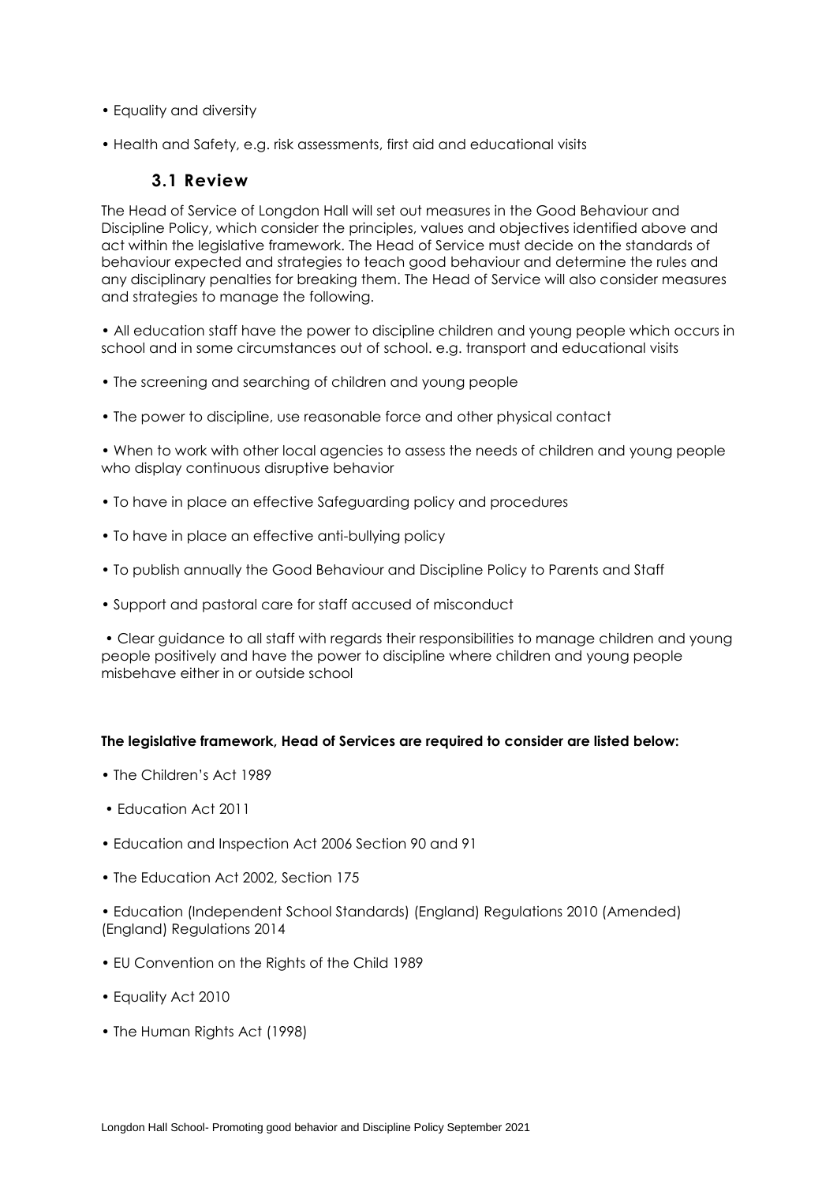- Equality and diversity
- Health and Safety, e.g. risk assessments, first aid and educational visits

### 3.1 Review

The Head of Service of Longdon Hall will set out measures in the Good Behaviour and Discipline Policy, which consider the principles, values and objectives identified above and act within the legislative framework. The Head of Service must decide on the standards of behaviour expected and strategies to teach good behaviour and determine the rules and any disciplinary penalties for breaking them. The Head of Service will also consider measures and strategies to manage the following.

- All education staff have the power to discipline children and young people which occurs in school and in some circumstances out of school. e.g. transport and educational visits
- The screening and searching of children and young people
- The power to discipline, use reasonable force and other physical contact
- When to work with other local agencies to assess the needs of children and young people who display continuous disruptive behavior
- To have in place an effective Safeguarding policy and procedures
- To have in place an effective anti-bullying policy
- To publish annually the Good Behaviour and Discipline Policy to Parents and Staff
- Support and pastoral care for staff accused of misconduct
- Clear guidance to all staff with regards their responsibilities to manage children and young people positively and have the power to discipline where children and young people misbehave either in or outside school

**The legislative framework, Head of Services are required to consider are listed below:**

- The Children's Act 1989
- Education Act 2011
- Education and Inspection Act 2006 Section 90 and 91
- The Education Act 2002, Section 175
- Education (Independent School Standards) (England) Regulations 2010 (Amended) (England) Regulations 2014
- EU Convention on the Rights of the Child 1989
- Equality Act 2010
- The Human Rights Act (1998)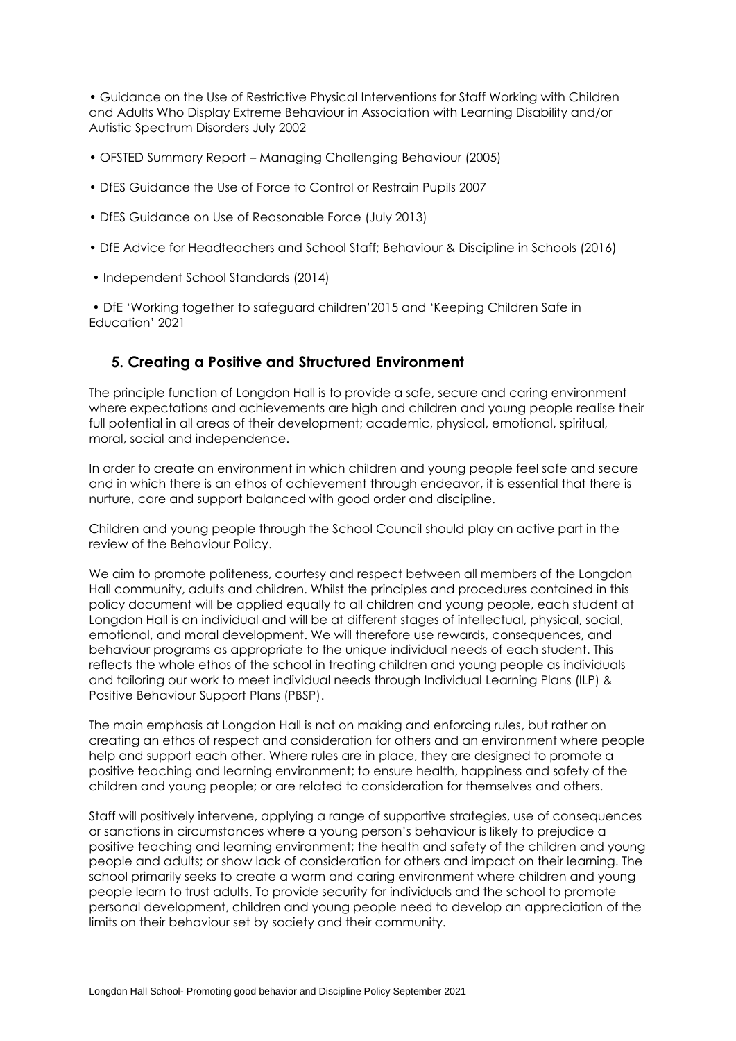- Guidance on the Use of Restrictive Physical Interventions for Staff Working with Children and Adults Who Display Extreme Behaviour in Association with Learning Disability and/or Autistic Spectrum Disorders July 2002
- OFSTED Summary Report – Managing Challenging Behaviour (2005)
- DfES Guidance the Use of Force to Control or Restrain Pupils 2007
- DfES Guidance on Use of Reasonable Force (July 2013)
- DfE Advice for Headteachers and School Staff; Behaviour & Discipline in Schools (2016)
- Independent School Standards (2014)
- DfE 'Working together to safeguard children'2015 and 'Keeping Children Safe in Education' 2021

## 5. Creating a Positive and Structured Environment

The principle function of Longdon Hall is to provide a safe, secure and caring environment where expectations and achievements are high and children and young people realise their full potential in all areas of their development; academic, physical, emotional, spiritual, moral, social and independence.

In order to create an environment in which children and young people feel safe and secure and in which there is an ethos of achievement through endeavor, it is essential that there is nurture, care and support balanced with good order and discipline.

Children and young people through the School Council should play an active part in the review of the Behaviour Policy.

We aim to promote politeness, courtesy and respect between all members of the Longdon Hall community, adults and children. Whilst the principles and procedures contained in this policy document will be applied equally to all children and young people, each student at Longdon Hall is an individual and will be at different stages of intellectual, physical, social, emotional, and moral development. We will therefore use rewards, consequences, and behaviour programs as appropriate to the unique individual needs of each student. This reflects the whole ethos of the school in treating children and young people as individuals and tailoring our work to meet individual needs through Individual Learning Plans (ILP) & Positive Behaviour Support Plans (PBSP).

The main emphasis at Longdon Hall is not on making and enforcing rules, but rather on creating an ethos of respect and consideration for others and an environment where people help and support each other. Where rules are in place, they are designed to promote a positive teaching and learning environment; to ensure health, happiness and safety of the children and young people; or are related to consideration for themselves and others.

Staff will positively intervene, applying a range of supportive strategies, use of consequences or sanctions in circumstances where a young person's behaviour is likely to prejudice a positive teaching and learning environment; the health and safety of the children and young people and adults; or show lack of consideration for others and impact on their learning. The school primarily seeks to create a warm and caring environment where children and young people learn to trust adults. To provide security for individuals and the school to promote personal development, children and young people need to develop an appreciation of the limits on their behaviour set by society and their community.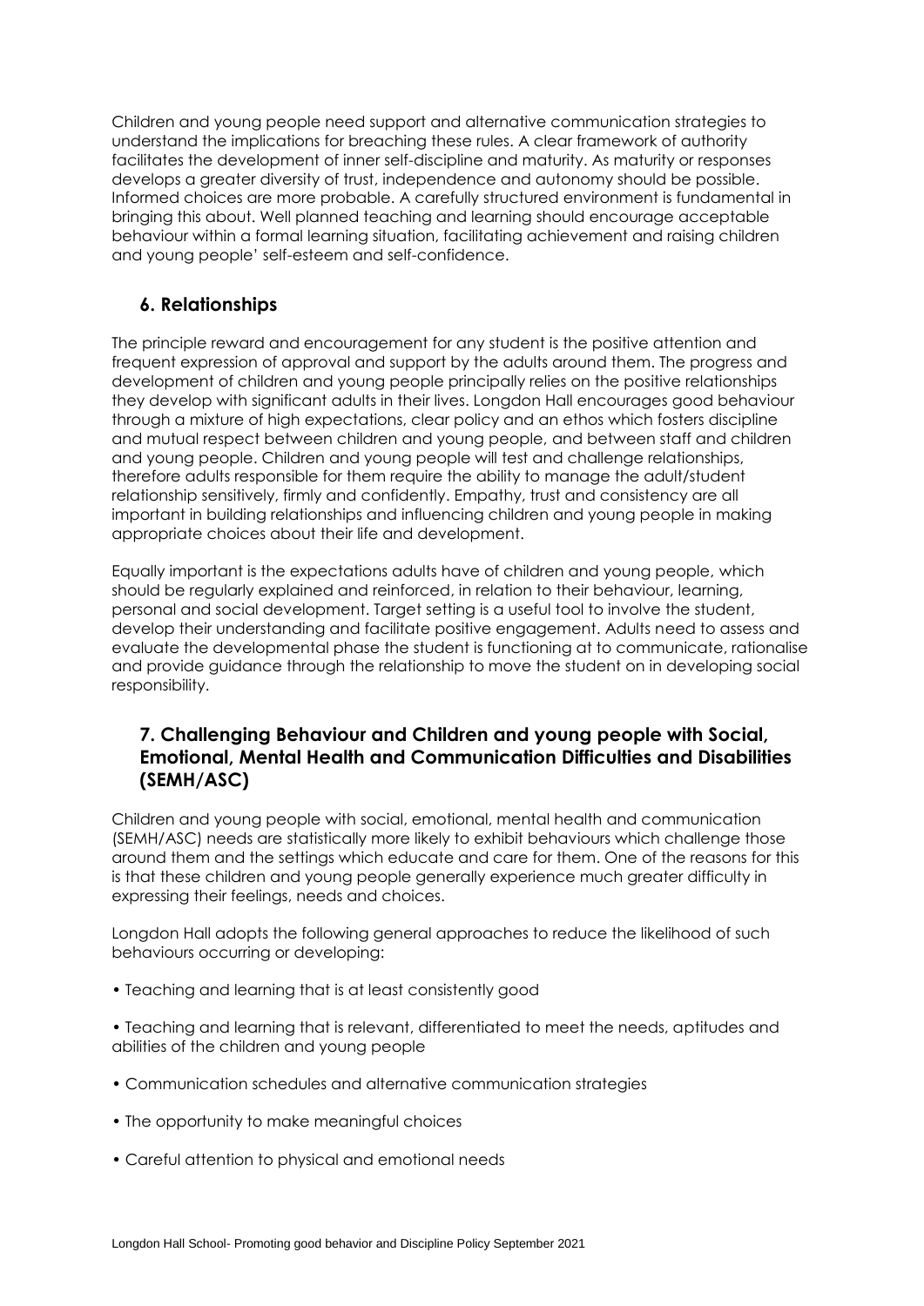Children and young people need support and alternative communication strategies to understand the implications for breaching these rules. A clear framework of authority facilitates the development of inner self-discipline and maturity. As maturity or responses develops a greater diversity of trust, independence and autonomy should be possible. Informed choices are more probable. A carefully structured environment is fundamental in bringing this about. Well planned teaching and learning should encourage acceptable behaviour within a formal learning situation, facilitating achievement and raising children and young people' self-esteem and self-confidence.

## 6. Relationships

The principle reward and encouragement for any student is the positive attention and frequent expression of approval and support by the adults around them. The progress and development of children and young people principally relies on the positive relationships they develop with significant adults in their lives. Longdon Hall encourages good behaviour through a mixture of high expectations, clear policy and an ethos which fosters discipline and mutual respect between children and young people, and between staff and children and young people. Children and young people will test and challenge relationships, therefore adults responsible for them require the ability to manage the adult/student relationship sensitively, firmly and confidently. Empathy, trust and consistency are all important in building relationships and influencing children and young people in making appropriate choices about their life and development.

Equally important is the expectations adults have of children and young people, which should be regularly explained and reinforced, in relation to their behaviour, learning, personal and social development. Target setting is a useful tool to involve the student, develop their understanding and facilitate positive engagement. Adults need to assess and evaluate the developmental phase the student is functioning at to communicate, rationalise and provide guidance through the relationship to move the student on in developing social responsibility.

## 7. Challenging Behaviour and Children and young people with Social, Emotional, Mental Health and Communication Difficulties and Disabilities (SEMH/ASC)

Children and young people with social, emotional, mental health and communication (SEMH/ASC) needs are statistically more likely to exhibit behaviours which challenge those around them and the settings which educate and care for them. One of the reasons for this is that these children and young people generally experience much greater difficulty in expressing their feelings, needs and choices.

Longdon Hall adopts the following general approaches to reduce the likelihood of such behaviours occurring or developing:

- Teaching and learning that is at least consistently good
- Teaching and learning that is relevant, differentiated to meet the needs, aptitudes and abilities of the children and young people
- Communication schedules and alternative communication strategies
- The opportunity to make meaningful choices
- Careful attention to physical and emotional needs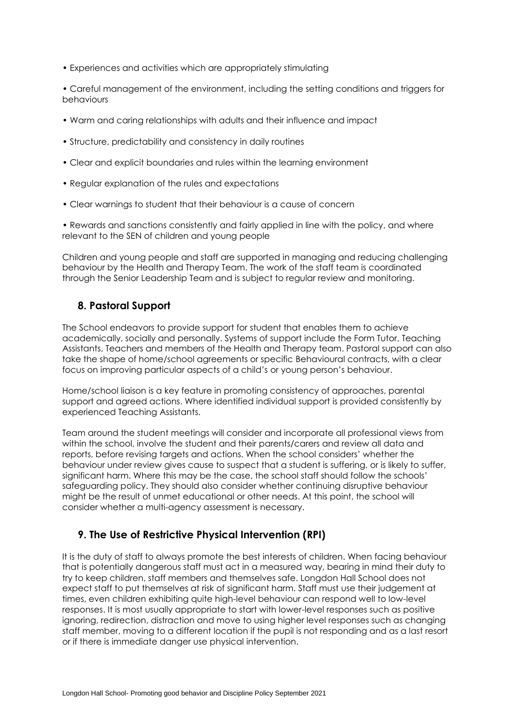- Experiences and activities which are appropriately stimulating
- Careful management of the environment, including the setting conditions and triggers for behaviours
- Warm and caring relationships with adults and their influence and impact
- Structure, predictability and consistency in daily routines
- Clear and explicit boundaries and rules within the learning environment
- Regular explanation of the rules and expectations
- Clear warnings to student that their behaviour is a cause of concern
- Rewards and sanctions consistently and fairly applied in line with the policy, and where relevant to the SEN of children and young people

Children and young people and staff are supported in managing and reducing challenging behaviour by the Health and Therapy Team. The work of the staff team is coordinated through the Senior Leadership Team and is subject to regular review and monitoring.

## 8. Pastoral Support

The School endeavors to provide support for student that enables them to achieve academically, socially and personally. Systems of support include the Form Tutor, Teaching Assistants, Teachers and members of the Health and Therapy team. Pastoral support can also take the shape of home/school agreements or specific Behavioural contracts, with a clear focus on improving particular aspects of a child's or young person's behaviour.

Home/school liaison is a key feature in promoting consistency of approaches, parental support and agreed actions. Where identified individual support is provided consistently by experienced Teaching Assistants.

Team around the student meetings will consider and incorporate all professional views from within the school, involve the student and their parents/carers and review all data and reports, before revising targets and actions. When the school considers' whether the behaviour under review gives cause to suspect that a student is suffering, or is likely to suffer, significant harm. Where this may be the case, the school staff should follow the schools' safeguarding policy. They should also consider whether continuing disruptive behaviour might be the result of unmet educational or other needs. At this point, the school will consider whether a multi-agency assessment is necessary.

## 9. The Use of Restrictive Physical Intervention (RPI)

It is the duty of staff to always promote the best interests of children. When facing behaviour that is potentially dangerous staff must act in a measured way, bearing in mind their duty to try to keep children, staff members and themselves safe. Longdon Hall School does not expect staff to put themselves at risk of significant harm. Staff must use their judgement at times, even children exhibiting quite high-level behaviour can respond well to low-level responses. It is most usually appropriate to start with lower-level responses such as positive ignoring, redirection, distraction and move to using higher level responses such as changing staff member, moving to a different location if the pupil is not responding and as a last resort or if there is immediate danger use physical intervention.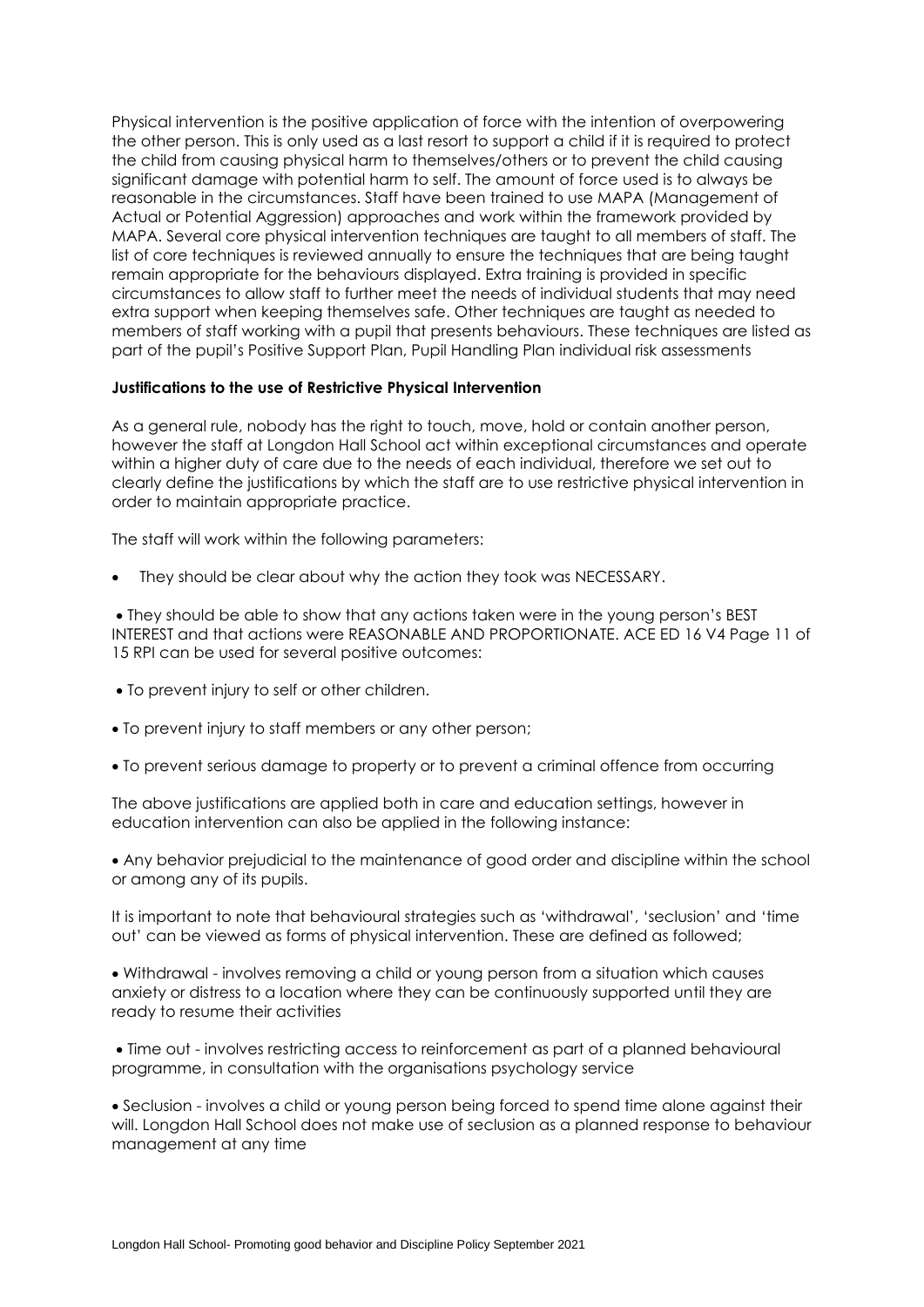Physical intervention is the positive application of force with the intention of overpowering the other person. This is only used as a last resort to support a child if it is required to protect the child from causing physical harm to themselves/others or to prevent the child causing significant damage with potential harm to self. The amount of force used is to always be reasonable in the circumstances. Staff have been trained to use MAPA (Management of Actual or Potential Aggression) approaches and work within the framework provided by MAPA. Several core physical intervention techniques are taught to all members of staff. The list of core techniques is reviewed annually to ensure the techniques that are being taught remain appropriate for the behaviours displayed. Extra training is provided in specific circumstances to allow staff to further meet the needs of individual students that may need extra support when keeping themselves safe. Other techniques are taught as needed to members of staff working with a pupil that presents behaviours. These techniques are listed as part of the pupil's Positive Support Plan, Pupil Handling Plan individual risk assessments

**Justifications to the use of Restrictive Physical Intervention**

As a general rule, nobody has the right to touch, move, hold or contain another person, however the staff at Longdon Hall School act within exceptional circumstances and operate within a higher duty of care due to the needs of each individual, therefore we set out to clearly define the justifications by which the staff are to use restrictive physical intervention in order to maintain appropriate practice.

The staff will work within the following parameters:

- They should be clear about why the action they took was NECESSARY.

- They should be able to show that any actions taken were in the young person's BEST INTEREST and that actions were REASONABLE AND PROPORTIONATE. ACE ED 16 V4 Page 11 of 15 RPI can be used for several positive outcomes:

- To prevent injury to self or other children.

- To prevent injury to staff members or any other person;

- To prevent serious damage to property or to prevent a criminal offence from occurring

The above justifications are applied both in care and education settings, however in education intervention can also be applied in the following instance:

- Any behavior prejudicial to the maintenance of good order and discipline within the school or among any of its pupils.

It is important to note that behavioural strategies such as 'withdrawal', 'seclusion' and 'time out' can be viewed as forms of physical intervention. These are defined as followed;

- Withdrawal - involves removing a child or young person from a situation which causes anxiety or distress to a location where they can be continuously supported until they are ready to resume their activities

- Time out - involves restricting access to reinforcement as part of a planned behavioural programme, in consultation with the organisations psychology service

- Seclusion - involves a child or young person being forced to spend time alone against their will. Longdon Hall School does not make use of seclusion as a planned response to behaviour management at any time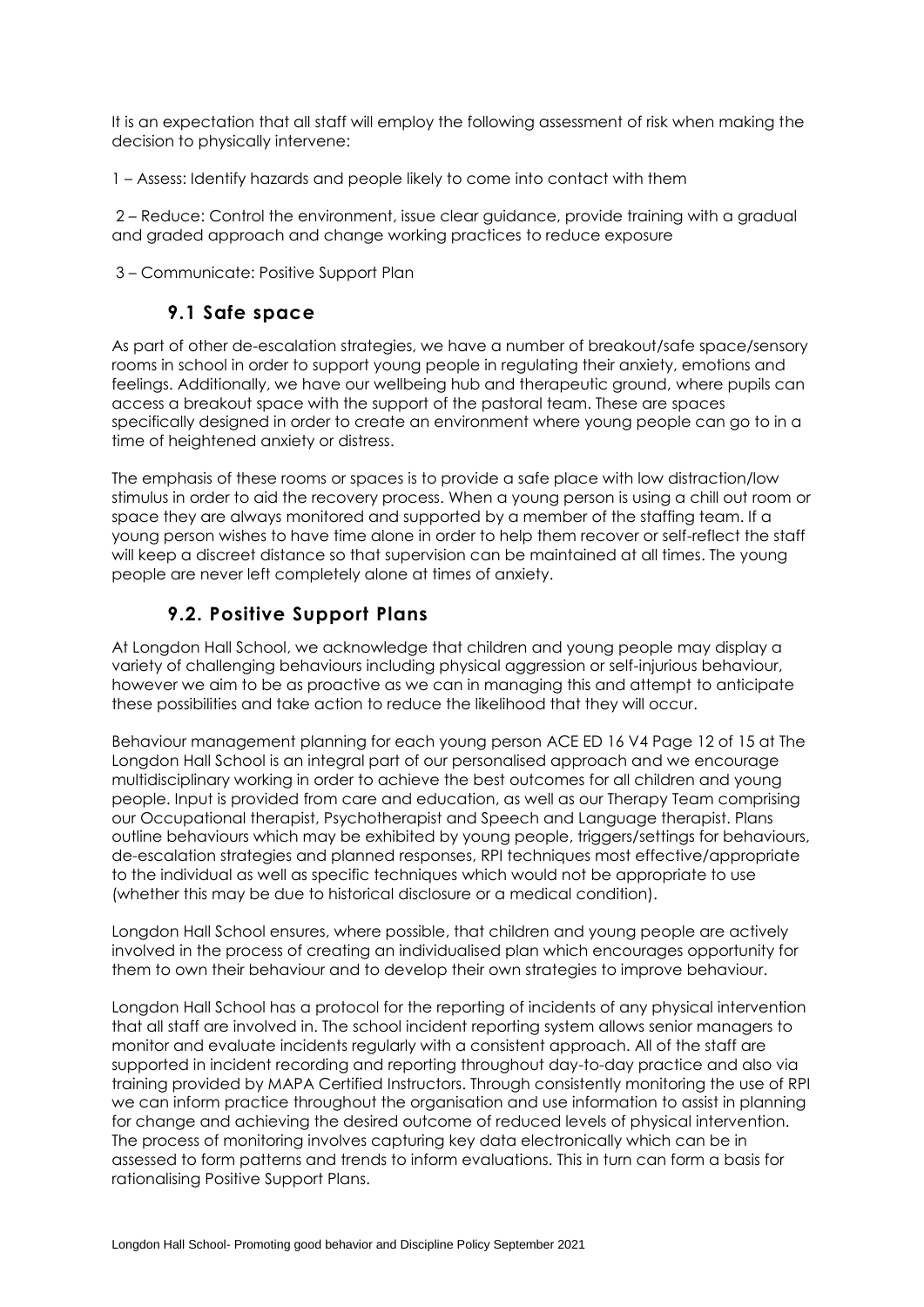It is an expectation that all staff will employ the following assessment of risk when making the decision to physically intervene:

1 – Assess: Identify hazards and people likely to come into contact with them

2 – Reduce: Control the environment, issue clear guidance, provide training with a gradual and graded approach and change working practices to reduce exposure

3 – Communicate: Positive Support Plan

### 9.1 Safe space

As part of other de-escalation strategies, we have a number of breakout/safe space/sensory rooms in school in order to support young people in regulating their anxiety, emotions and feelings. Additionally, we have our wellbeing hub and therapeutic ground, where pupils can access a breakout space with the support of the pastoral team. These are spaces specifically designed in order to create an environment where young people can go to in a time of heightened anxiety or distress.

The emphasis of these rooms or spaces is to provide a safe place with low distraction/low stimulus in order to aid the recovery process. When a young person is using a chill out room or space they are always monitored and supported by a member of the staffing team. If a young person wishes to have time alone in order to help them recover or self-reflect the staff will keep a discreet distance so that supervision can be maintained at all times. The young people are never left completely alone at times of anxiety.

### 9.2. Positive Support Plans

At Longdon Hall School, we acknowledge that children and young people may display a variety of challenging behaviours including physical aggression or self-injurious behaviour, however we aim to be as proactive as we can in managing this and attempt to anticipate these possibilities and take action to reduce the likelihood that they will occur.

Behaviour management planning for each young person ACE ED 16 V4 Page 12 of 15 at The Longdon Hall School is an integral part of our personalised approach and we encourage multidisciplinary working in order to achieve the best outcomes for all children and young people. Input is provided from care and education, as well as our Therapy Team comprising our Occupational therapist, Psychotherapist and Speech and Language therapist. Plans outline behaviours which may be exhibited by young people, triggers/settings for behaviours, de-escalation strategies and planned responses, RPI techniques most effective/appropriate to the individual as well as specific techniques which would not be appropriate to use (whether this may be due to historical disclosure or a medical condition).

Longdon Hall School ensures, where possible, that children and young people are actively involved in the process of creating an individualised plan which encourages opportunity for them to own their behaviour and to develop their own strategies to improve behaviour.

Longdon Hall School has a protocol for the reporting of incidents of any physical intervention that all staff are involved in. The school incident reporting system allows senior managers to monitor and evaluate incidents regularly with a consistent approach. All of the staff are supported in incident recording and reporting throughout day-to-day practice and also via training provided by MAPA Certified Instructors. Through consistently monitoring the use of RPI we can inform practice throughout the organisation and use information to assist in planning for change and achieving the desired outcome of reduced levels of physical intervention. The process of monitoring involves capturing key data electronically which can be in assessed to form patterns and trends to inform evaluations. This in turn can form a basis for rationalising Positive Support Plans.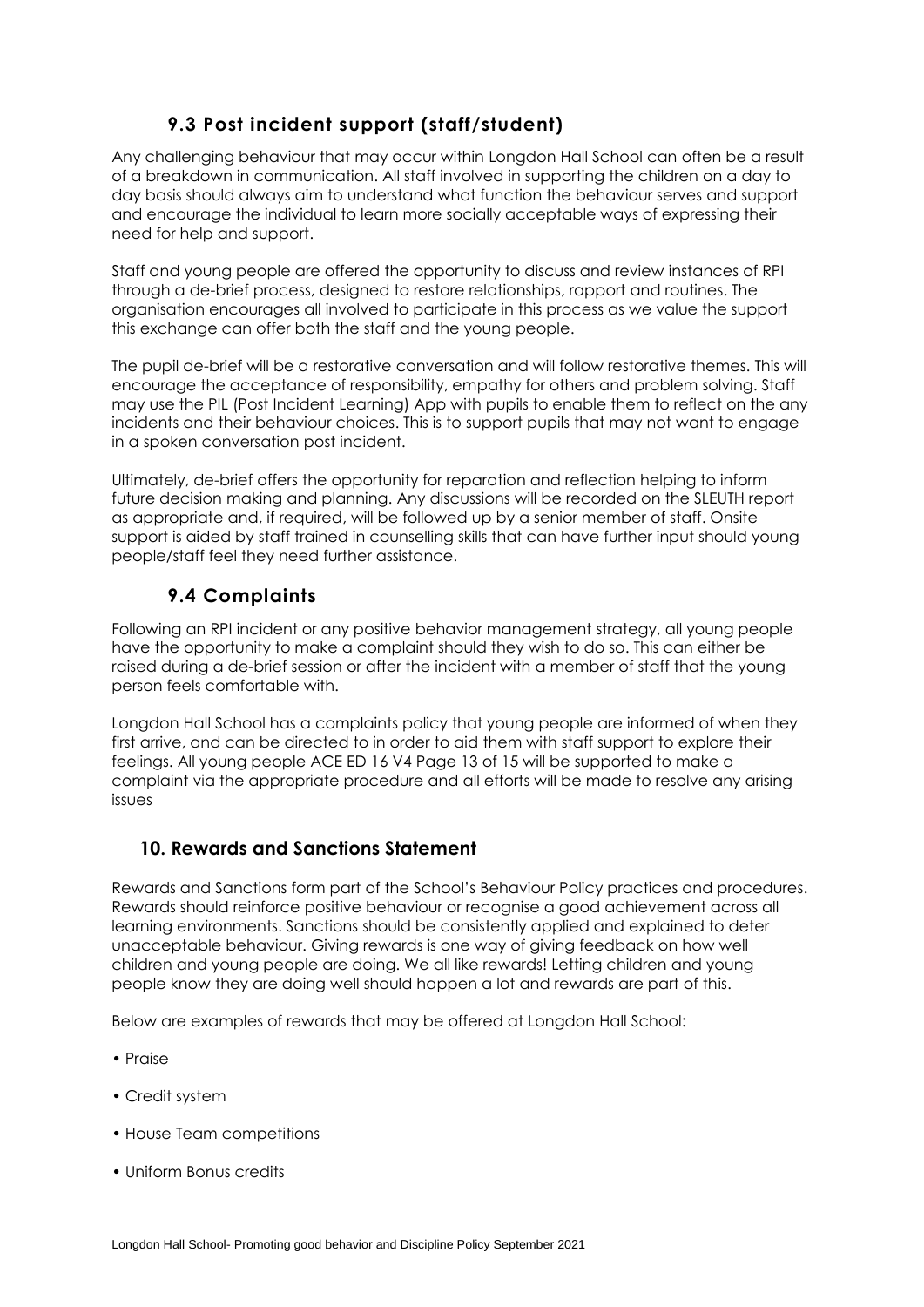### 9.3 Post incident support (staff/student)

Any challenging behaviour that may occur within Longdon Hall School can often be a result of a breakdown in communication. All staff involved in supporting the children on a day to day basis should always aim to understand what function the behaviour serves and support and encourage the individual to learn more socially acceptable ways of expressing their need for help and support.

Staff and young people are offered the opportunity to discuss and review instances of RPI through a de-brief process, designed to restore relationships, rapport and routines. The organisation encourages all involved to participate in this process as we value the support this exchange can offer both the staff and the young people.

The pupil de-brief will be a restorative conversation and will follow restorative themes. This will encourage the acceptance of responsibility, empathy for others and problem solving. Staff may use the PIL (Post Incident Learning) App with pupils to enable them to reflect on the any incidents and their behaviour choices. This is to support pupils that may not want to engage in a spoken conversation post incident.

Ultimately, de-brief offers the opportunity for reparation and reflection helping to inform future decision making and planning. Any discussions will be recorded on the SLEUTH report as appropriate and, if required, will be followed up by a senior member of staff. Onsite support is aided by staff trained in counselling skills that can have further input should young people/staff feel they need further assistance.

### 9.4 Complaints

Following an RPI incident or any positive behavior management strategy, all young people have the opportunity to make a complaint should they wish to do so. This can either be raised during a de-brief session or after the incident with a member of staff that the young person feels comfortable with.

Longdon Hall School has a complaints policy that young people are informed of when they first arrive, and can be directed to in order to aid them with staff support to explore their feelings. All young people ACE ED 16 V4 Page 13 of 15 will be supported to make a complaint via the appropriate procedure and all efforts will be made to resolve any arising issues

## 10. Rewards and Sanctions Statement

Rewards and Sanctions form part of the School's Behaviour Policy practices and procedures. Rewards should reinforce positive behaviour or recognise a good achievement across all learning environments. Sanctions should be consistently applied and explained to deter unacceptable behaviour. Giving rewards is one way of giving feedback on how well children and young people are doing. We all like rewards! Letting children and young people know they are doing well should happen a lot and rewards are part of this.

Below are examples of rewards that may be offered at Longdon Hall School:

- Praise
- Credit system
- House Team competitions
- Uniform Bonus credits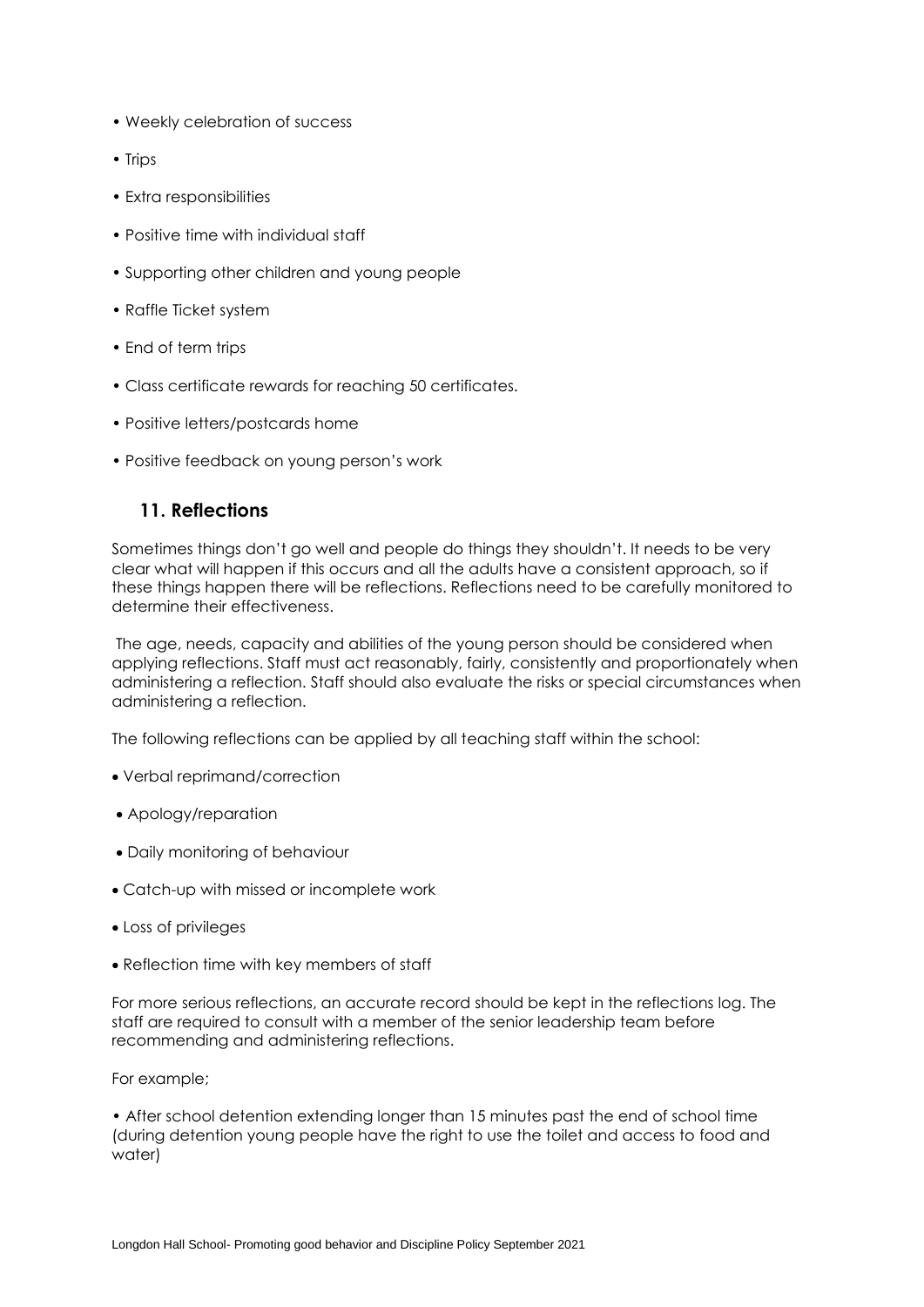- Weekly celebration of success
- Trips
- Extra responsibilities
- Positive time with individual staff
- Supporting other children and young people
- Raffle Ticket system
- End of term trips
- Class certificate rewards for reaching 50 certificates.
- Positive letters/postcards home
- Positive feedback on young person's work

## 11. Reflections

Sometimes things don't go well and people do things they shouldn't. It needs to be very clear what will happen if this occurs and all the adults have a consistent approach, so if these things happen there will be reflections. Reflections need to be carefully monitored to determine their effectiveness.

The age, needs, capacity and abilities of the young person should be considered when applying reflections. Staff must act reasonably, fairly, consistently and proportionately when administering a reflection. Staff should also evaluate the risks or special circumstances when administering a reflection.

The following reflections can be applied by all teaching staff within the school:

- Verbal reprimand/correction
- Apology/reparation
- Daily monitoring of behaviour
- Catch-up with missed or incomplete work
- Loss of privileges
- Reflection time with key members of staff

For more serious reflections, an accurate record should be kept in the reflections log. The staff are required to consult with a member of the senior leadership team before recommending and administering reflections.

For example;

- After school detention extending longer than 15 minutes past the end of school time (during detention young people have the right to use the toilet and access to food and water)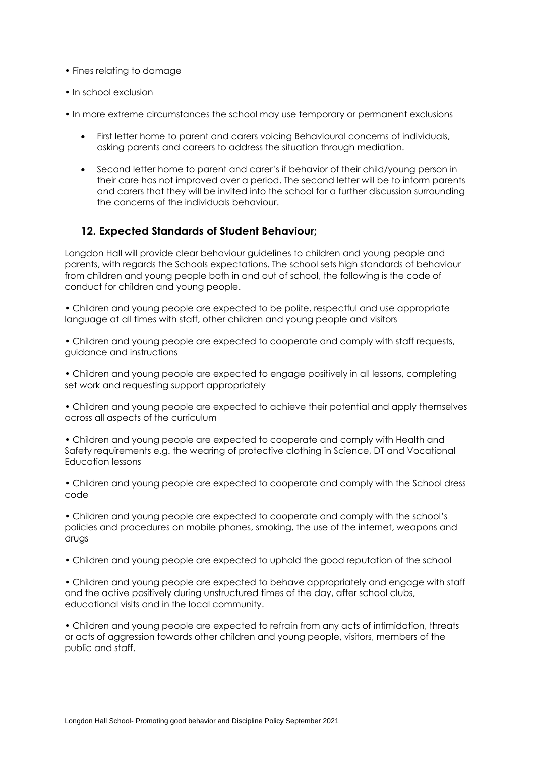- Fines relating to damage
- In school exclusion
- In more extreme circumstances the school may use temporary or permanent exclusions
  - First letter home to parent and carers voicing Behavioural concerns of individuals, asking parents and careers to address the situation through mediation.
  - Second letter home to parent and carer's if behavior of their child/young person in their care has not improved over a period. The second letter will be to inform parents and carers that they will be invited into the school for a further discussion surrounding the concerns of the individuals behaviour.

## 12. Expected Standards of Student Behaviour;

Longdon Hall will provide clear behaviour guidelines to children and young people and parents, with regards the Schools expectations. The school sets high standards of behaviour from children and young people both in and out of school, the following is the code of conduct for children and young people.

- Children and young people are expected to be polite, respectful and use appropriate language at all times with staff, other children and young people and visitors
- Children and young people are expected to cooperate and comply with staff requests, guidance and instructions
- Children and young people are expected to engage positively in all lessons, completing set work and requesting support appropriately
- Children and young people are expected to achieve their potential and apply themselves across all aspects of the curriculum
- Children and young people are expected to cooperate and comply with Health and Safety requirements e.g. the wearing of protective clothing in Science, DT and Vocational Education lessons
- Children and young people are expected to cooperate and comply with the School dress code
- Children and young people are expected to cooperate and comply with the school's policies and procedures on mobile phones, smoking, the use of the internet, weapons and drugs
- Children and young people are expected to uphold the good reputation of the school
- Children and young people are expected to behave appropriately and engage with staff and the active positively during unstructured times of the day, after school clubs, educational visits and in the local community.
- Children and young people are expected to refrain from any acts of intimidation, threats or acts of aggression towards other children and young people, visitors, members of the public and staff.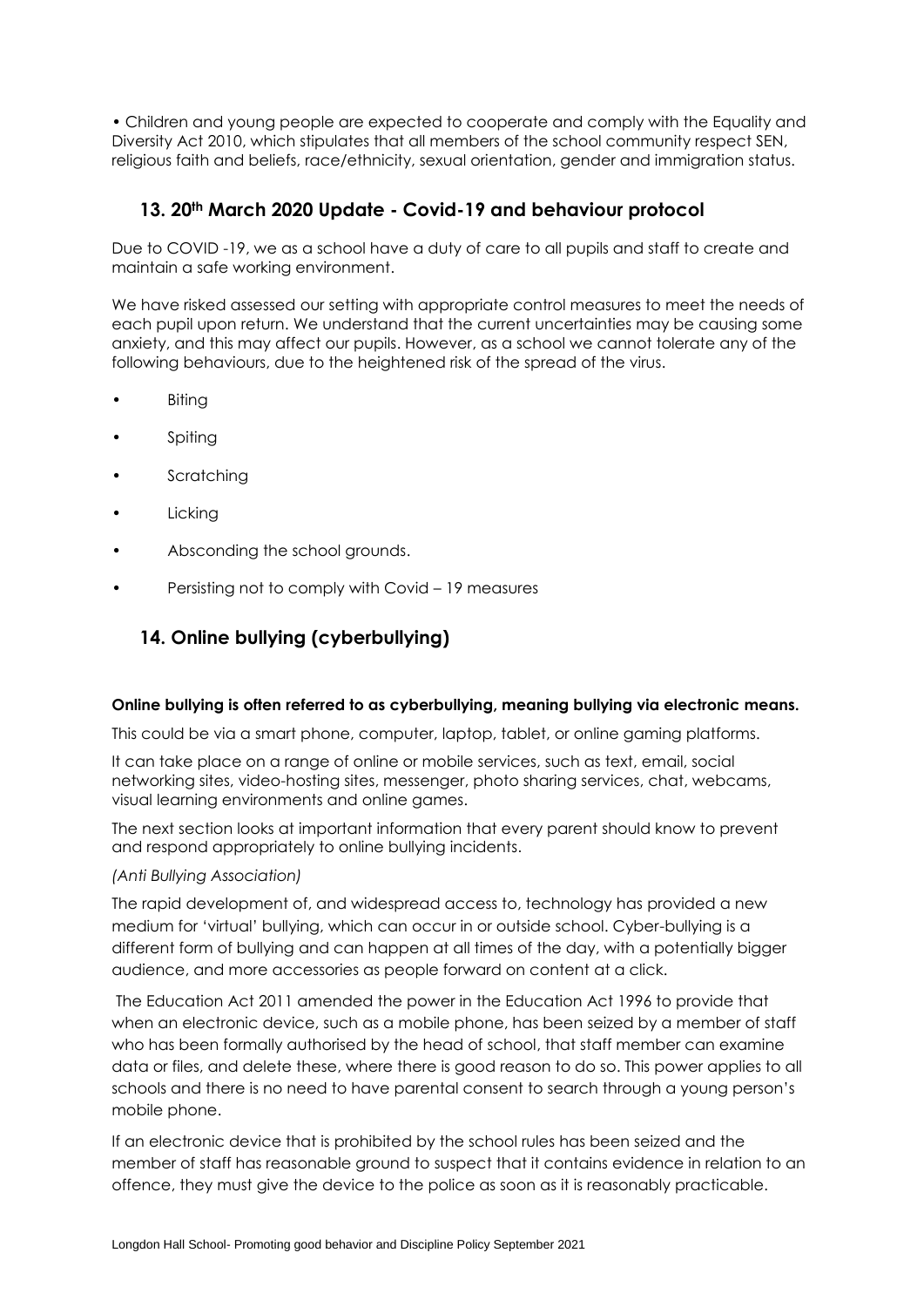• Children and young people are expected to cooperate and comply with the Equality and Diversity Act 2010, which stipulates that all members of the school community respect SEN, religious faith and beliefs, race/ethnicity, sexual orientation, gender and immigration status.

## 13. 20th March 2020 Update - Covid-19 and behaviour protocol

Due to COVID -19, we as a school have a duty of care to all pupils and staff to create and maintain a safe working environment.

We have risked assessed our setting with appropriate control measures to meet the needs of each pupil upon return. We understand that the current uncertainties may be causing some anxiety, and this may affect our pupils. However, as a school we cannot tolerate any of the following behaviours, due to the heightened risk of the spread of the virus.

- Biting
- Spiting
- Scratching
- Licking
- Absconding the school grounds.
- Persisting not to comply with Covid – 19 measures

## 14. Online bullying (cyberbullying)

**Online bullying is often referred to as cyberbullying, meaning bullying via electronic means.**

This could be via a smart phone, computer, laptop, tablet, or online gaming platforms.

It can take place on a range of online or mobile services, such as text, email, social networking sites, video-hosting sites, messenger, photo sharing services, chat, webcams, visual learning environments and online games.

The next section looks at important information that every parent should know to prevent and respond appropriately to online bullying incidents.

*(Anti Bullying Association)*

The rapid development of, and widespread access to, technology has provided a new medium for 'virtual' bullying, which can occur in or outside school. Cyber-bullying is a different form of bullying and can happen at all times of the day, with a potentially bigger audience, and more accessories as people forward on content at a click.

The Education Act 2011 amended the power in the Education Act 1996 to provide that when an electronic device, such as a mobile phone, has been seized by a member of staff who has been formally authorised by the head of school, that staff member can examine data or files, and delete these, where there is good reason to do so. This power applies to all schools and there is no need to have parental consent to search through a young person's mobile phone.

If an electronic device that is prohibited by the school rules has been seized and the member of staff has reasonable ground to suspect that it contains evidence in relation to an offence, they must give the device to the police as soon as it is reasonably practicable.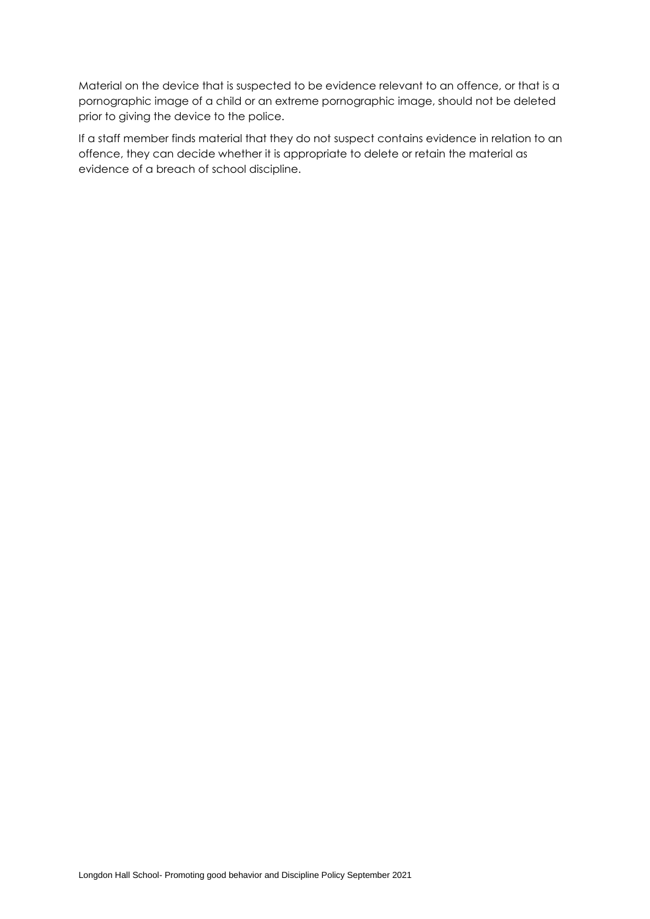Material on the device that is suspected to be evidence relevant to an offence, or that is a pornographic image of a child or an extreme pornographic image, should not be deleted prior to giving the device to the police.

If a staff member finds material that they do not suspect contains evidence in relation to an offence, they can decide whether it is appropriate to delete or retain the material as evidence of a breach of school discipline.